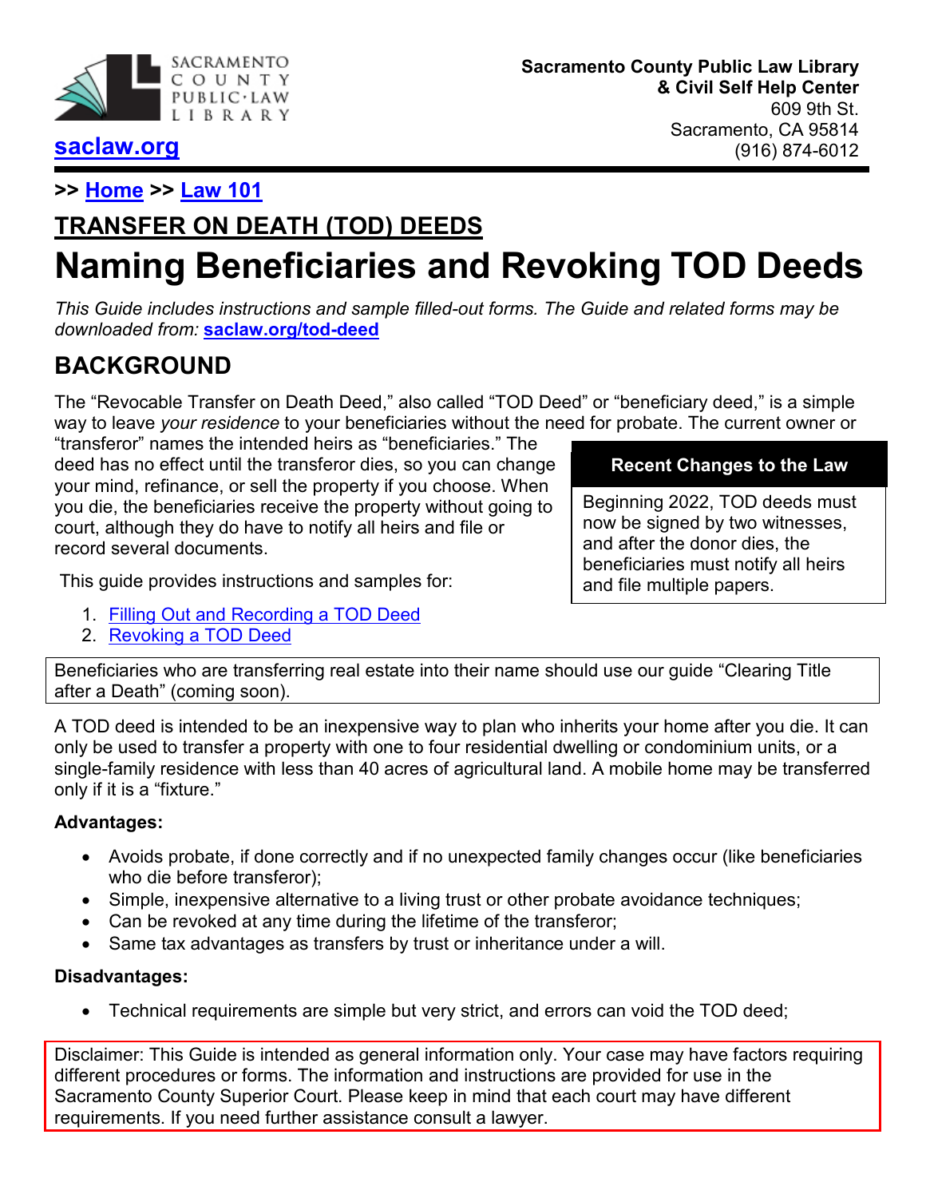SACRAMENTO COUNTY PUBLIC·LAW LIBRARY

saclaw.org

**Sacramento County Public Law Library**
**& Civil Self Help Center**
609 9th St.
Sacramento, CA 95814
(916) 874-6012

>> Home >> Law 101

## TRANSFER ON DEATH (TOD) DEEDS

# Naming Beneficiaries and Revoking TOD Deeds

*This Guide includes instructions and sample filled-out forms. The Guide and related forms may be downloaded from:* **saclaw.org/tod-deed**

## BACKGROUND

The "Revocable Transfer on Death Deed," also called "TOD Deed" or "beneficiary deed," is a simple way to leave *your residence* to your beneficiaries without the need for probate. The current owner or "transferor" names the intended heirs as "beneficiaries." The deed has no effect until the transferor dies, so you can change your mind, refinance, or sell the property if you choose. When you die, the beneficiaries receive the property without going to court, although they do have to notify all heirs and file or record several documents.

> **Recent Changes to the Law**
>
> Beginning 2022, TOD deeds must now be signed by two witnesses, and after the donor dies, the beneficiaries must notify all heirs and file multiple papers.

This guide provides instructions and samples for:

1. Filling Out and Recording a TOD Deed
2. Revoking a TOD Deed

Beneficiaries who are transferring real estate into their name should use our guide "Clearing Title after a Death" (coming soon).

A TOD deed is intended to be an inexpensive way to plan who inherits your home after you die. It can only be used to transfer a property with one to four residential dwelling or condominium units, or a single-family residence with less than 40 acres of agricultural land. A mobile home may be transferred only if it is a "fixture."

**Advantages:**

- Avoids probate, if done correctly and if no unexpected family changes occur (like beneficiaries who die before transferor);
- Simple, inexpensive alternative to a living trust or other probate avoidance techniques;
- Can be revoked at any time during the lifetime of the transferor;
- Same tax advantages as transfers by trust or inheritance under a will.

**Disadvantages:**

- Technical requirements are simple but very strict, and errors can void the TOD deed;

Disclaimer: This Guide is intended as general information only. Your case may have factors requiring different procedures or forms. The information and instructions are provided for use in the Sacramento County Superior Court. Please keep in mind that each court may have different requirements. If you need further assistance consult a lawyer.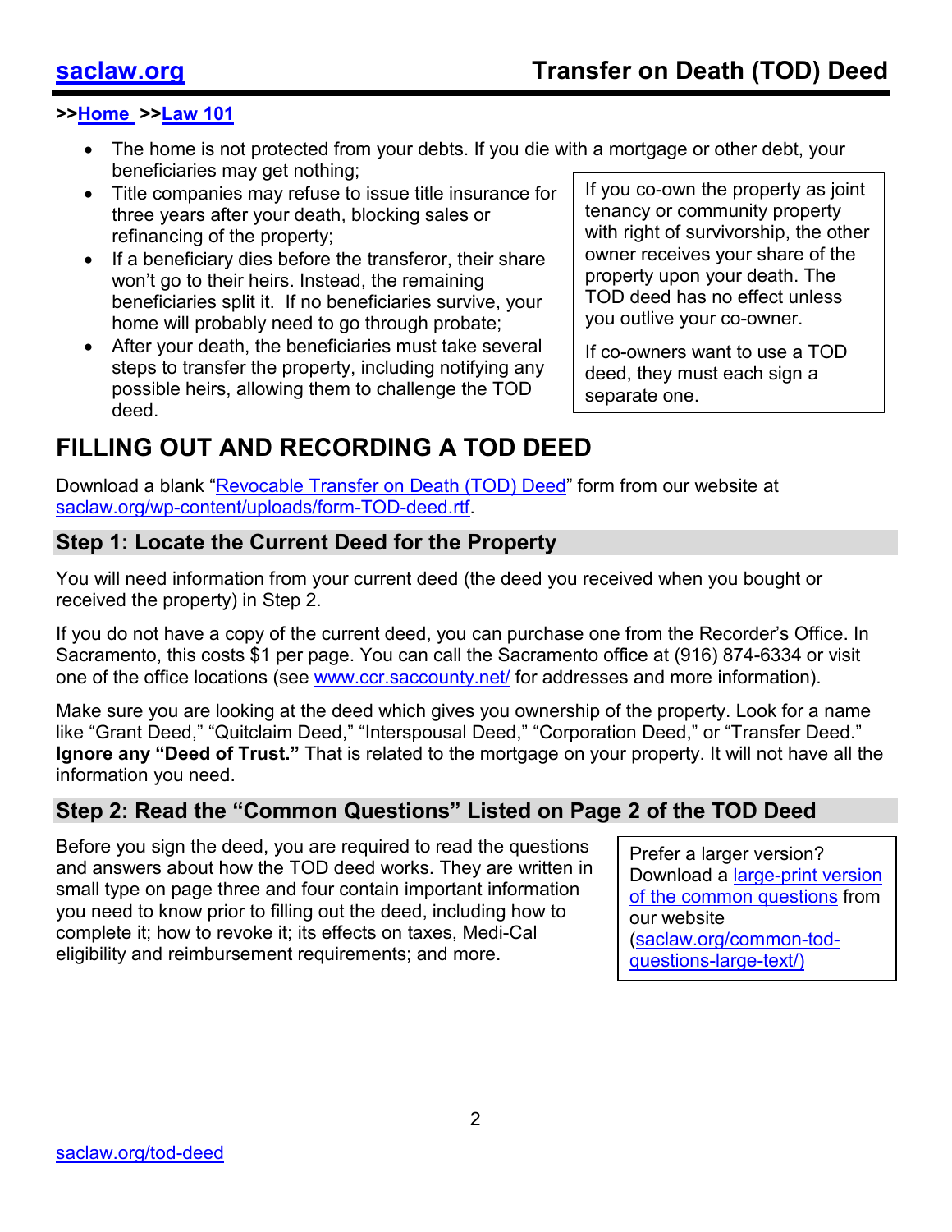- The home is not protected from your debts. If you die with a mortgage or other debt, your beneficiaries may get nothing;
- Title companies may refuse to issue title insurance for three years after your death, blocking sales or refinancing of the property;
- If a beneficiary dies before the transferor, their share won't go to their heirs. Instead, the remaining beneficiaries split it. If no beneficiaries survive, your home will probably need to go through probate;
- After your death, the beneficiaries must take several steps to transfer the property, including notifying any possible heirs, allowing them to challenge the TOD deed.

> If you co-own the property as joint tenancy or community property with right of survivorship, the other owner receives your share of the property upon your death. The TOD deed has no effect unless you outlive your co-owner.
>
> If co-owners want to use a TOD deed, they must each sign a separate one.

## FILLING OUT AND RECORDING A TOD DEED

Download a blank "[Revocable Transfer on Death (TOD) Deed](saclaw.org/wp-content/uploads/form-TOD-deed.rtf)" form from our website at [saclaw.org/wp-content/uploads/form-TOD-deed.rtf](saclaw.org/wp-content/uploads/form-TOD-deed.rtf).

### Step 1: Locate the Current Deed for the Property

You will need information from your current deed (the deed you received when you bought or received the property) in Step 2.

If you do not have a copy of the current deed, you can purchase one from the Recorder's Office. In Sacramento, this costs $1 per page. You can call the Sacramento office at (916) 874-6334 or visit one of the office locations (see [www.ccr.saccounty.net/](www.ccr.saccounty.net/) for addresses and more information).

Make sure you are looking at the deed which gives you ownership of the property. Look for a name like "Grant Deed," "Quitclaim Deed," "Interspousal Deed," "Corporation Deed," or "Transfer Deed." **Ignore any "Deed of Trust."** That is related to the mortgage on your property. It will not have all the information you need.

### Step 2: Read the "Common Questions" Listed on Page 2 of the TOD Deed

Before you sign the deed, you are required to read the questions and answers about how the TOD deed works. They are written in small type on page three and four contain important information you need to know prior to filling out the deed, including how to complete it; how to revoke it; its effects on taxes, Medi-Cal eligibility and reimbursement requirements; and more.

> Prefer a larger version? Download a [large-print version of the common questions](saclaw.org/common-tod-questions-large-text/) from our website ([saclaw.org/common-tod-questions-large-text/](saclaw.org/common-tod-questions-large-text/))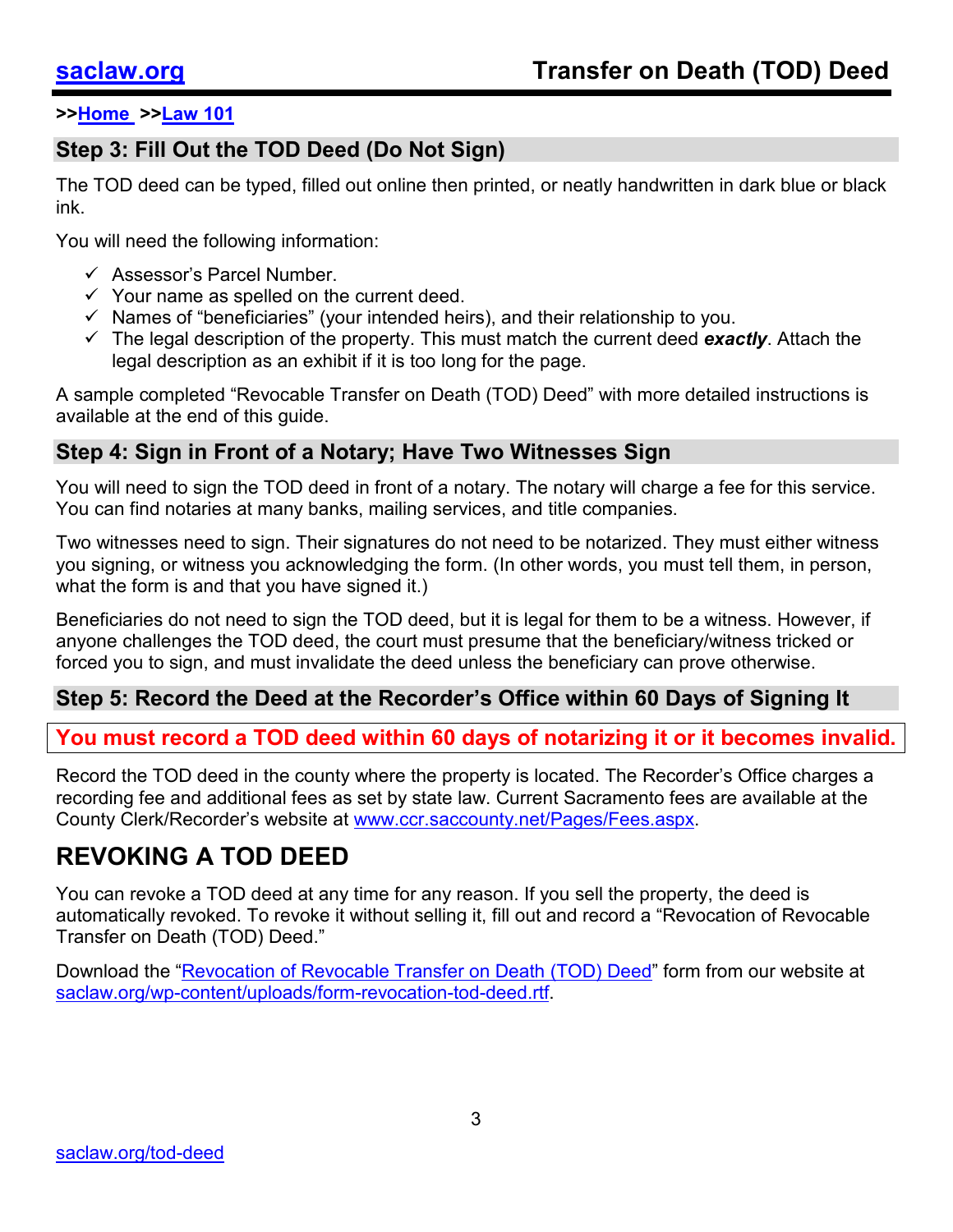>>[Home](#) >>[Law 101](#)

## Step 3: Fill Out the TOD Deed (Do Not Sign)

The TOD deed can be typed, filled out online then printed, or neatly handwritten in dark blue or black ink.

You will need the following information:

- ✓ Assessor's Parcel Number.
- ✓ Your name as spelled on the current deed.
- ✓ Names of "beneficiaries" (your intended heirs), and their relationship to you.
- ✓ The legal description of the property. This must match the current deed ***exactly***. Attach the legal description as an exhibit if it is too long for the page.

A sample completed "Revocable Transfer on Death (TOD) Deed" with more detailed instructions is available at the end of this guide.

## Step 4: Sign in Front of a Notary; Have Two Witnesses Sign

You will need to sign the TOD deed in front of a notary. The notary will charge a fee for this service. You can find notaries at many banks, mailing services, and title companies.

Two witnesses need to sign. Their signatures do not need to be notarized. They must either witness you signing, or witness you acknowledging the form. (In other words, you must tell them, in person, what the form is and that you have signed it.)

Beneficiaries do not need to sign the TOD deed, but it is legal for them to be a witness. However, if anyone challenges the TOD deed, the court must presume that the beneficiary/witness tricked or forced you to sign, and must invalidate the deed unless the beneficiary can prove otherwise.

## Step 5: Record the Deed at the Recorder's Office within 60 Days of Signing It

**You must record a TOD deed within 60 days of notarizing it or it becomes invalid.**

Record the TOD deed in the county where the property is located. The Recorder's Office charges a recording fee and additional fees as set by state law. Current Sacramento fees are available at the County Clerk/Recorder's website at [www.ccr.saccounty.net/Pages/Fees.aspx](http://www.ccr.saccounty.net/Pages/Fees.aspx).

# REVOKING A TOD DEED

You can revoke a TOD deed at any time for any reason. If you sell the property, the deed is automatically revoked. To revoke it without selling it, fill out and record a "Revocation of Revocable Transfer on Death (TOD) Deed."

Download the "[Revocation of Revocable Transfer on Death (TOD) Deed](#)" form from our website at [saclaw.org/wp-content/uploads/form-revocation-tod-deed.rtf](#).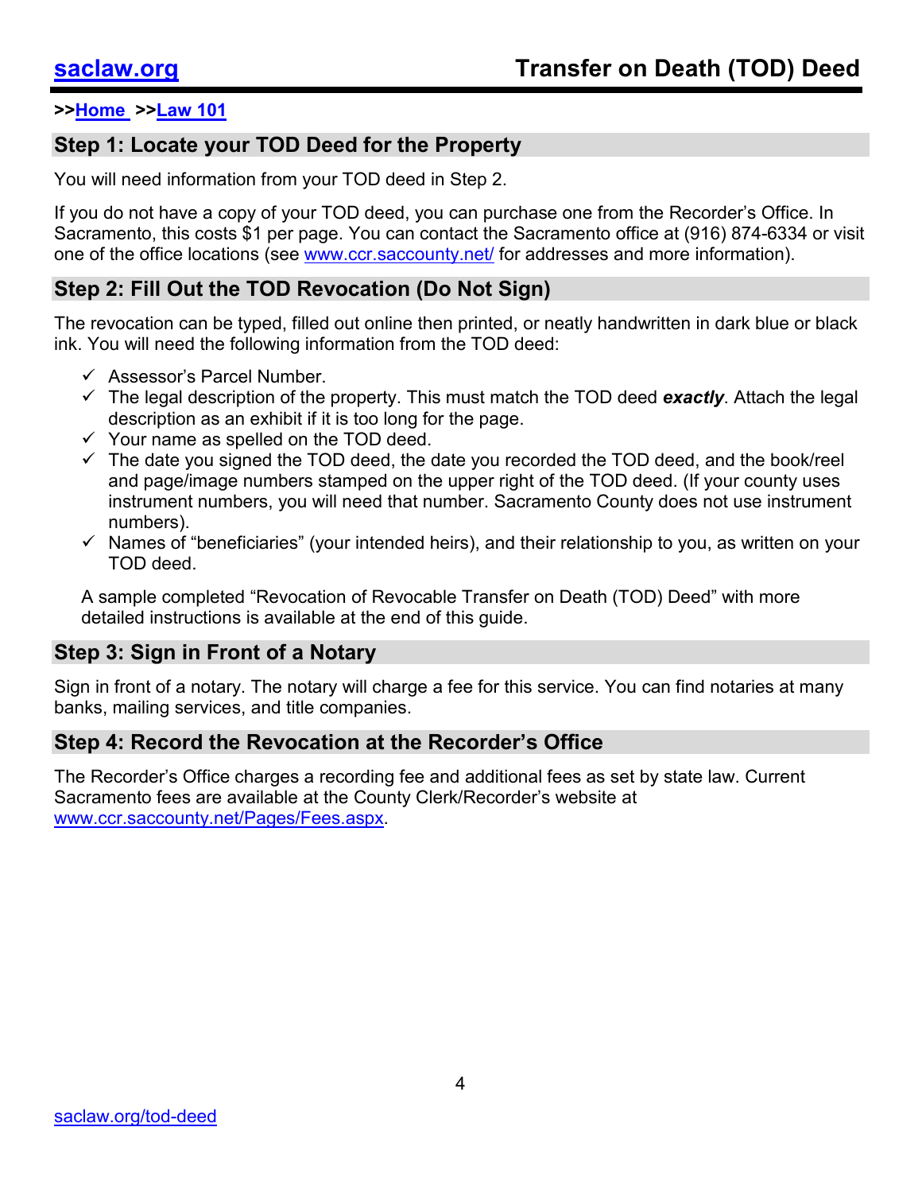>>Home >>Law 101

## Step 1: Locate your TOD Deed for the Property

You will need information from your TOD deed in Step 2.

If you do not have a copy of your TOD deed, you can purchase one from the Recorder's Office. In Sacramento, this costs $1 per page. You can contact the Sacramento office at (916) 874-6334 or visit one of the office locations (see www.ccr.saccounty.net/ for addresses and more information).

## Step 2: Fill Out the TOD Revocation (Do Not Sign)

The revocation can be typed, filled out online then printed, or neatly handwritten in dark blue or black ink. You will need the following information from the TOD deed:

- ✓ Assessor's Parcel Number.
- ✓ The legal description of the property. This must match the TOD deed ***exactly***. Attach the legal description as an exhibit if it is too long for the page.
- ✓ Your name as spelled on the TOD deed.
- ✓ The date you signed the TOD deed, the date you recorded the TOD deed, and the book/reel and page/image numbers stamped on the upper right of the TOD deed. (If your county uses instrument numbers, you will need that number. Sacramento County does not use instrument numbers).
- ✓ Names of "beneficiaries" (your intended heirs), and their relationship to you, as written on your TOD deed.

A sample completed "Revocation of Revocable Transfer on Death (TOD) Deed" with more detailed instructions is available at the end of this guide.

## Step 3: Sign in Front of a Notary

Sign in front of a notary. The notary will charge a fee for this service. You can find notaries at many banks, mailing services, and title companies.

## Step 4: Record the Revocation at the Recorder's Office

The Recorder's Office charges a recording fee and additional fees as set by state law. Current Sacramento fees are available at the County Clerk/Recorder's website at www.ccr.saccounty.net/Pages/Fees.aspx.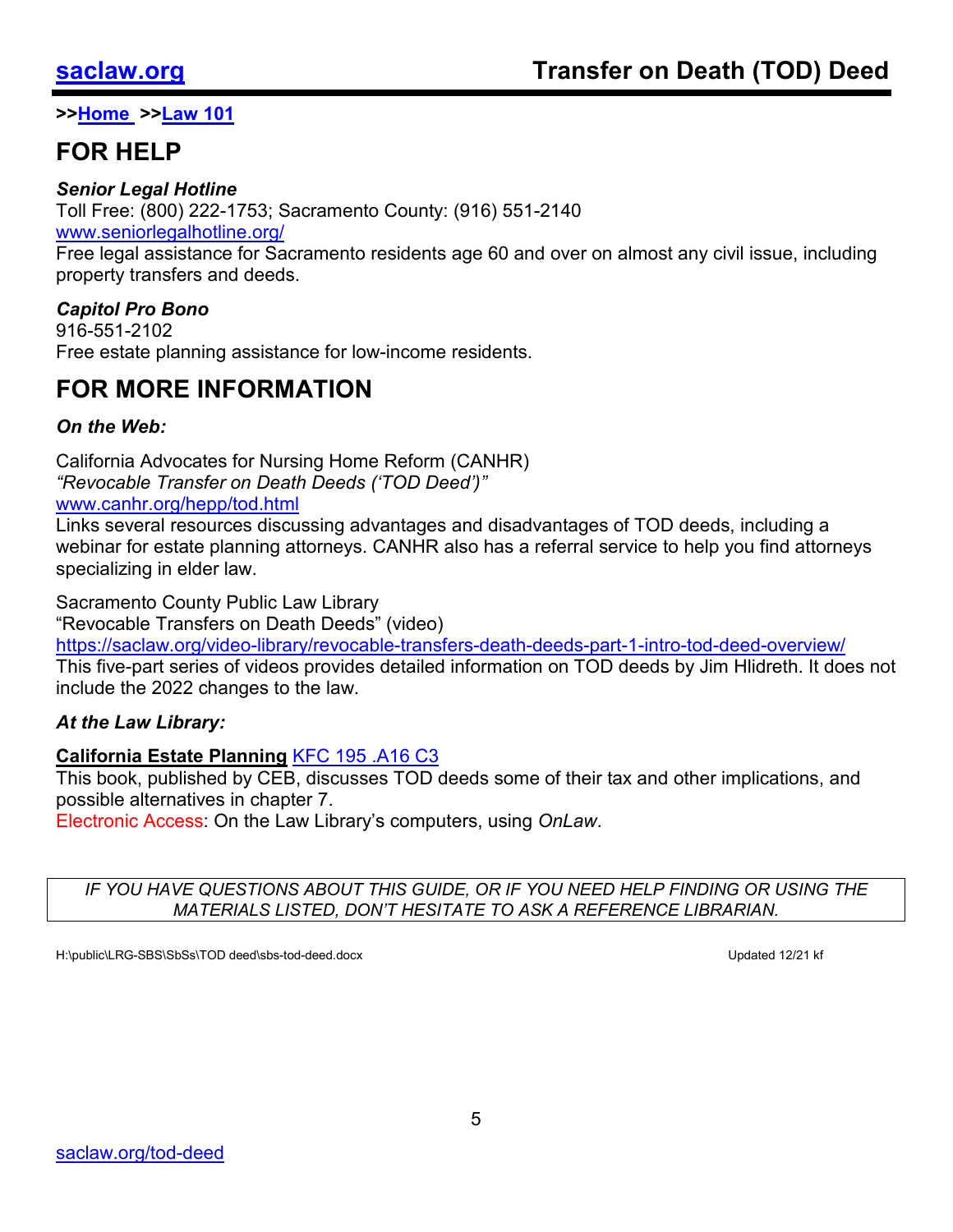>>[Home](#) >>[Law 101](#)

## FOR HELP

***Senior Legal Hotline***
Toll Free: (800) 222-1753; Sacramento County: (916) 551-2140
[www.seniorlegalhotline.org/](http://www.seniorlegalhotline.org/)
Free legal assistance for Sacramento residents age 60 and over on almost any civil issue, including property transfers and deeds.

***Capitol Pro Bono***
916-551-2102
Free estate planning assistance for low-income residents.

## FOR MORE INFORMATION

***On the Web:***

California Advocates for Nursing Home Reform (CANHR)
*"Revocable Transfer on Death Deeds ('TOD Deed')"*
[www.canhr.org/hepp/tod.html](http://www.canhr.org/hepp/tod.html)
Links several resources discussing advantages and disadvantages of TOD deeds, including a webinar for estate planning attorneys. CANHR also has a referral service to help you find attorneys specializing in elder law.

Sacramento County Public Law Library
"Revocable Transfers on Death Deeds" (video)
[https://saclaw.org/video-library/revocable-transfers-death-deeds-part-1-intro-tod-deed-overview/](https://saclaw.org/video-library/revocable-transfers-death-deeds-part-1-intro-tod-deed-overview/)
This five-part series of videos provides detailed information on TOD deeds by Jim Hlidreth. It does not include the 2022 changes to the law.

***At the Law Library:***

**California Estate Planning** [KFC 195 .A16 C3](#)
This book, published by CEB, discusses TOD deeds some of their tax and other implications, and possible alternatives in chapter 7.
Electronic Access: On the Law Library's computers, using *OnLaw*.

*IF YOU HAVE QUESTIONS ABOUT THIS GUIDE, OR IF YOU NEED HELP FINDING OR USING THE MATERIALS LISTED, DON'T HESITATE TO ASK A REFERENCE LIBRARIAN.*

H:\public\LRG-SBS\SbSs\TOD deed\sbs-tod-deed.docx Updated 12/21 kf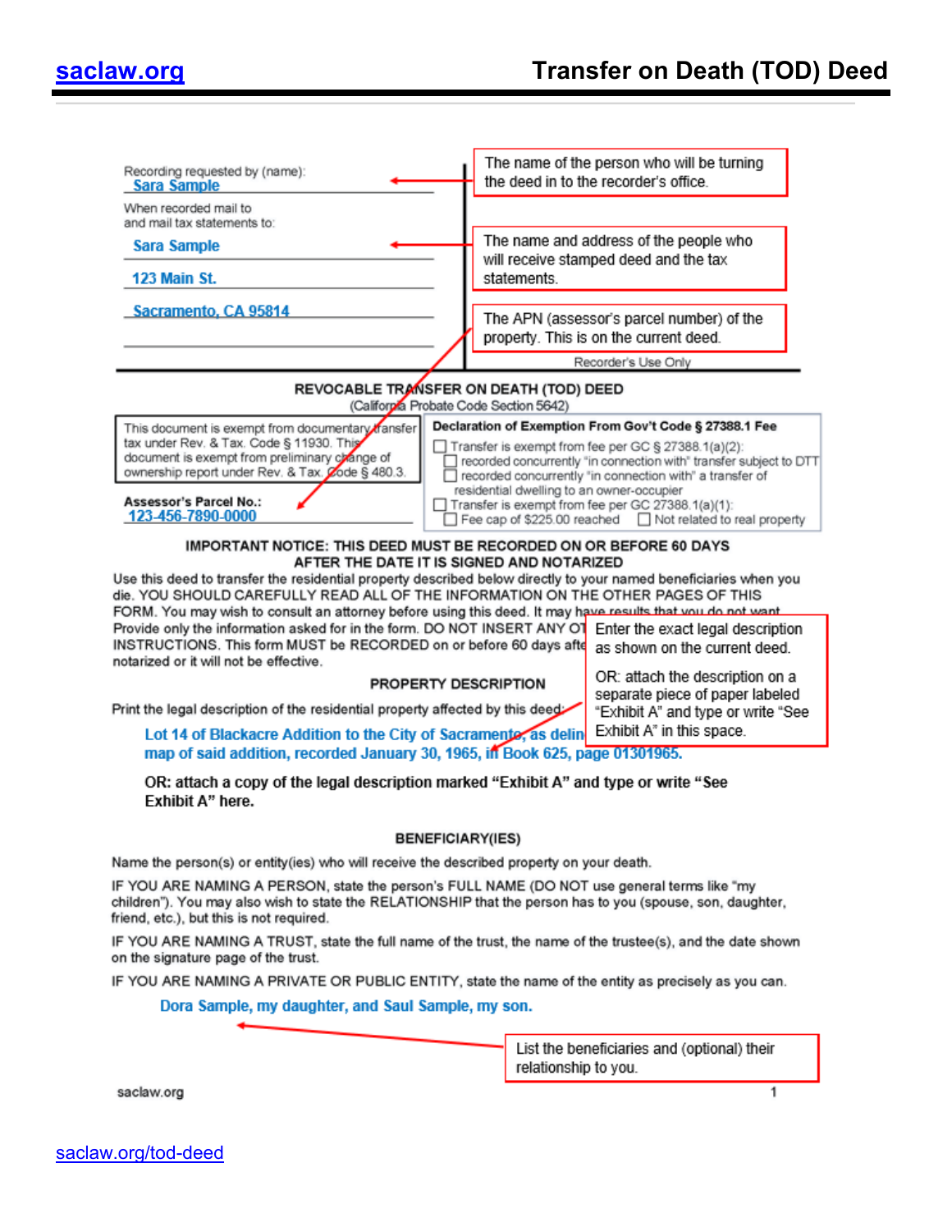[saclaw.org](https://saclaw.org) **Transfer on Death (TOD) Deed**

Recording requested by (name):
Sara Sample

When recorded mail to
and mail tax statements to:

Sara Sample
123 Main St.
Sacramento, CA 95814

> The name of the person who will be turning the deed in to the recorder's office.

> The name and address of the people who will receive stamped deed and the tax statements.

> The APN (assessor's parcel number) of the property. This is on the current deed.

Recorder's Use Only

**REVOCABLE TRANSFER ON DEATH (TOD) DEED**
(California Probate Code Section 5642)

This document is exempt from documentary transfer tax under Rev. & Tax. Code § 11930. This document is exempt from preliminary change of ownership report under Rev. & Tax. Code § 480.3.

**Assessor's Parcel No.:** 123-456-7890-0000

**Declaration of Exemption From Gov't Code § 27388.1 Fee**

- ☐ Transfer is exempt from fee per GC § 27388.1(a)(2):
  - ☐ recorded concurrently "in connection with" transfer subject to DTT
  - ☐ recorded concurrently "in connection with" a transfer of residential dwelling to an owner-occupier
- ☐ Transfer is exempt from fee per GC 27388.1(a)(1):
  - ☐ Fee cap of $225.00 reached ☐ Not related to real property

**IMPORTANT NOTICE: THIS DEED MUST BE RECORDED ON OR BEFORE 60 DAYS AFTER THE DATE IT IS SIGNED AND NOTARIZED**

Use this deed to transfer the residential property described below directly to your named beneficiaries when you die. YOU SHOULD CAREFULLY READ ALL OF THE INFORMATION ON THE OTHER PAGES OF THIS FORM. You may wish to consult an attorney before using this deed. It may have results that you do not want. Provide only the information asked for in the form. DO NOT INSERT ANY OT[HER] INSTRUCTIONS. This form MUST be RECORDED on or before 60 days afte[r] notarized or it will not be effective.

> Enter the exact legal description as shown on the current deed.
>
> OR: attach the description on a separate piece of paper labeled "Exhibit A" and type or write "See Exhibit A" in this space.

**PROPERTY DESCRIPTION**

Print the legal description of the residential property affected by this deed:

Lot 14 of Blackacre Addition to the City of Sacramento, as delin[eated on the] map of said addition, recorded January 30, 1965, in Book 625, page 01301965.

**OR: attach a copy of the legal description marked "Exhibit A" and type or write "See Exhibit A" here.**

**BENEFICIARY(IES)**

Name the person(s) or entity(ies) who will receive the described property on your death.

IF YOU ARE NAMING A PERSON, state the person's FULL NAME (DO NOT use general terms like "my children"). You may also wish to state the RELATIONSHIP that the person has to you (spouse, son, daughter, friend, etc.), but this is not required.

IF YOU ARE NAMING A TRUST, state the full name of the trust, the name of the trustee(s), and the date shown on the signature page of the trust.

IF YOU ARE NAMING A PRIVATE OR PUBLIC ENTITY, state the name of the entity as precisely as you can.

Dora Sample, my daughter, and Saul Sample, my son.

> List the beneficiaries and (optional) their relationship to you.

[saclaw.org/tod-deed](https://saclaw.org/tod-deed)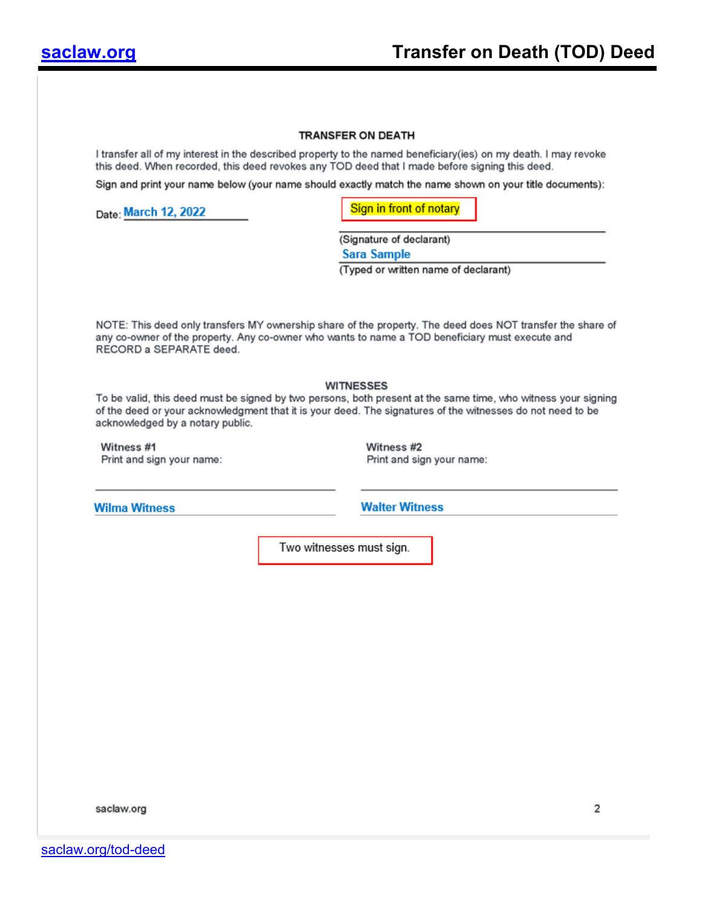## Transfer on Death (TOD) Deed

### TRANSFER ON DEATH

I transfer all of my interest in the described property to the named beneficiary(ies) on my death. I may revoke this deed. When recorded, this deed revokes any TOD deed that I made before signing this deed.

Sign and print your name below (your name should exactly match the name shown on your title documents):

Date: March 12, 2022

**Sign in front of notary**

_______________________________
(Signature of declarant)

Sara Sample
(Typed or written name of declarant)

NOTE: This deed only transfers MY ownership share of the property. The deed does NOT transfer the share of any co-owner of the property. Any co-owner who wants to name a TOD beneficiary must execute and RECORD a SEPARATE deed.

### WITNESSES

To be valid, this deed must be signed by two persons, both present at the same time, who witness your signing of the deed or your acknowledgment that it is your deed. The signatures of the witnesses do not need to be acknowledged by a notary public.

Witness #1
Print and sign your name:

_______________________________

Wilma Witness

Witness #2
Print and sign your name:

_______________________________

Walter Witness

**Two witnesses must sign.**

saclaw.org/tod-deed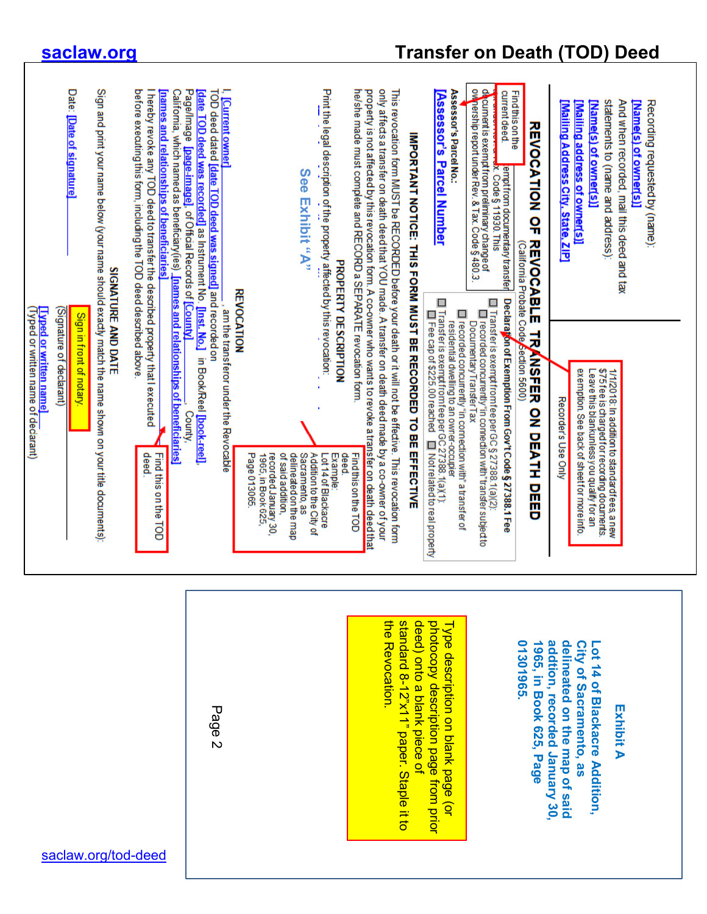saclaw.org

# Transfer on Death (TOD) Deed

Recording requested by (name):
[Name(s) of owner(s)]

And when recorded, mail this deed and tax statements to (name and address):
[Name(s) of owner(s)]
[Mailing address of owner(s)]
[Mailing Address City, State ZIP]

Recorder's Use Only

1/1/2018: In addition to standard fees, a new $75 fee is charged for recording documents. Leave this blank unless you qualify for an exemption. See back of sheet for more info.

## REVOCATION OF REVOCABLE TRANSFER ON DEATH DEED

(California Probate Code Section 5600)

Find this on the current deed.

...transfer ...x. Code § 11930. This document is exempt from preliminary change of ownership report under Rev. & Tax. Code § 480.3.

Assessor's Parcel No.:
[Assessor's Parcel Number]

**Declaration of Exemption From Gov't Code § 27388.1 Fee**

- ☐ Transfer is exempt from fee per GC § 27388.1(a)(2): recorded concurrently "in connection with" transfer subject to Documentary Transfer Tax
- ☐ recorded concurrently "in connection with" a transfer of residential dwelling to an owner-occupier
- ☐ Transfer is exempt from fee per GC 27388.1(a)(1): ☐ Fee cap of $225.00 reached ☐ Not related to real property

### IMPORTANT NOTICE: THIS FORM MUST BE RECORDED TO BE EFFECTIVE

This revocation form MUST be RECORDED before your death or it will not be effective. This revocation form only affects a transfer on death deed that YOU made. A transfer on death deed made by a co-owner of your property is not affected by this revocation form. A co-owner who wants to revoke a transfer on death deed that he/she made must complete and RECORD a SEPARATE revocation form.

### PROPERTY DESCRIPTION

Print the legal description of the property affected by this revocation:

See Exhibit "A"

Find this on the TOD deed.
Example:
Lot 14 of Blackacre Addition to the City of Sacramento, as delineated on the map of said addition, recorded January 30, 1965, in Book 625, Page 013065.

### REVOCATION

I, [Current owner], am the transferor under the Revocable TOD deed dated [date TOD deed was signed] and recorded on [date TOD deed was recorded] as Instrument No. [Inst. No.] in Book/Reel [book-reel], Page/Image [page-image], of Official Records of [County] County, California, which named as beneficiary(ies) [names and relationships of beneficiaries] [names and relationships of beneficiaries]

I hereby revoke any TOD deed to transfer the described property that I executed before executing this form, including the TOD deed described above.

Find this on the TOD deed.

### SIGNATURE AND DATE

Sign and print your name below (your name should exactly match the name shown on your title documents):

Sign in front of notary.

Date: [Date of signature] ______________________
(Signature of declarant)

[Typed or written name]
(Typed or written name of declarant)

---

**Exhibit A**

**Lot 14 of Blackacre Addition, City of Sacramento, as delineated on the map of said addition, recorded January 30, 1965, in Book 625, Page 01301965.**

Type description on blank page (or photocopy description page from prior deed) onto a blank piece of standard 8-1/2"x11" paper. Staple it to the Revocation.

Page 2

saclaw.org/tod-deed